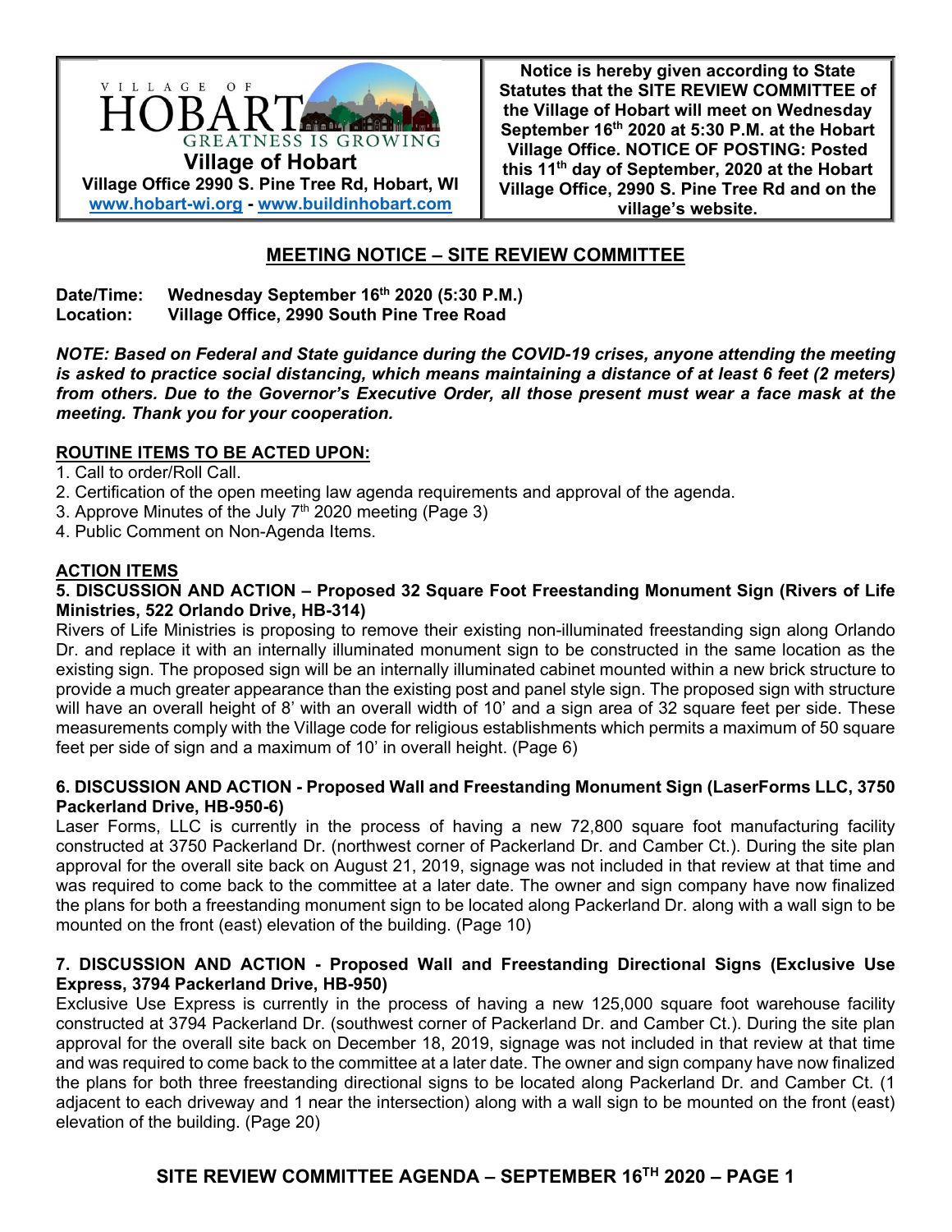VILLAGE OF HOBART
GREATNESS IS GROWING

**Village of Hobart**
**Village Office 2990 S. Pine Tree Rd, Hobart, WI**
**www.hobart-wi.org - www.buildinhobart.com**

**Notice is hereby given according to State Statutes that the SITE REVIEW COMMITTEE of the Village of Hobart will meet on Wednesday September 16th 2020 at 5:30 P.M. at the Hobart Village Office. NOTICE OF POSTING: Posted this 11th day of September, 2020 at the Hobart Village Office, 2990 S. Pine Tree Rd and on the village's website.**

## MEETING NOTICE – SITE REVIEW COMMITTEE

**Date/Time:** **Wednesday September 16th 2020 (5:30 P.M.)**
**Location:** **Village Office, 2990 South Pine Tree Road**

***NOTE: Based on Federal and State guidance during the COVID-19 crises, anyone attending the meeting is asked to practice social distancing, which means maintaining a distance of at least 6 feet (2 meters) from others. Due to the Governor's Executive Order, all those present must wear a face mask at the meeting. Thank you for your cooperation.***

### ROUTINE ITEMS TO BE ACTED UPON:

1. Call to order/Roll Call.
2. Certification of the open meeting law agenda requirements and approval of the agenda.
3. Approve Minutes of the July 7th 2020 meeting (Page 3)
4. Public Comment on Non-Agenda Items.

### ACTION ITEMS

**5. DISCUSSION AND ACTION – Proposed 32 Square Foot Freestanding Monument Sign (Rivers of Life Ministries, 522 Orlando Drive, HB-314)**

Rivers of Life Ministries is proposing to remove their existing non-illuminated freestanding sign along Orlando Dr. and replace it with an internally illuminated monument sign to be constructed in the same location as the existing sign. The proposed sign will be an internally illuminated cabinet mounted within a new brick structure to provide a much greater appearance than the existing post and panel style sign. The proposed sign with structure will have an overall height of 8' with an overall width of 10' and a sign area of 32 square feet per side. These measurements comply with the Village code for religious establishments which permits a maximum of 50 square feet per side of sign and a maximum of 10' in overall height. (Page 6)

**6. DISCUSSION AND ACTION - Proposed Wall and Freestanding Monument Sign (LaserForms LLC, 3750 Packerland Drive, HB-950-6)**

Laser Forms, LLC is currently in the process of having a new 72,800 square foot manufacturing facility constructed at 3750 Packerland Dr. (northwest corner of Packerland Dr. and Camber Ct.). During the site plan approval for the overall site back on August 21, 2019, signage was not included in that review at that time and was required to come back to the committee at a later date. The owner and sign company have now finalized the plans for both a freestanding monument sign to be located along Packerland Dr. along with a wall sign to be mounted on the front (east) elevation of the building. (Page 10)

**7. DISCUSSION AND ACTION - Proposed Wall and Freestanding Directional Signs (Exclusive Use Express, 3794 Packerland Drive, HB-950)**

Exclusive Use Express is currently in the process of having a new 125,000 square foot warehouse facility constructed at 3794 Packerland Dr. (southwest corner of Packerland Dr. and Camber Ct.). During the site plan approval for the overall site back on December 18, 2019, signage was not included in that review at that time and was required to come back to the committee at a later date. The owner and sign company have now finalized the plans for both three freestanding directional signs to be located along Packerland Dr. and Camber Ct. (1 adjacent to each driveway and 1 near the intersection) along with a wall sign to be mounted on the front (east) elevation of the building. (Page 20)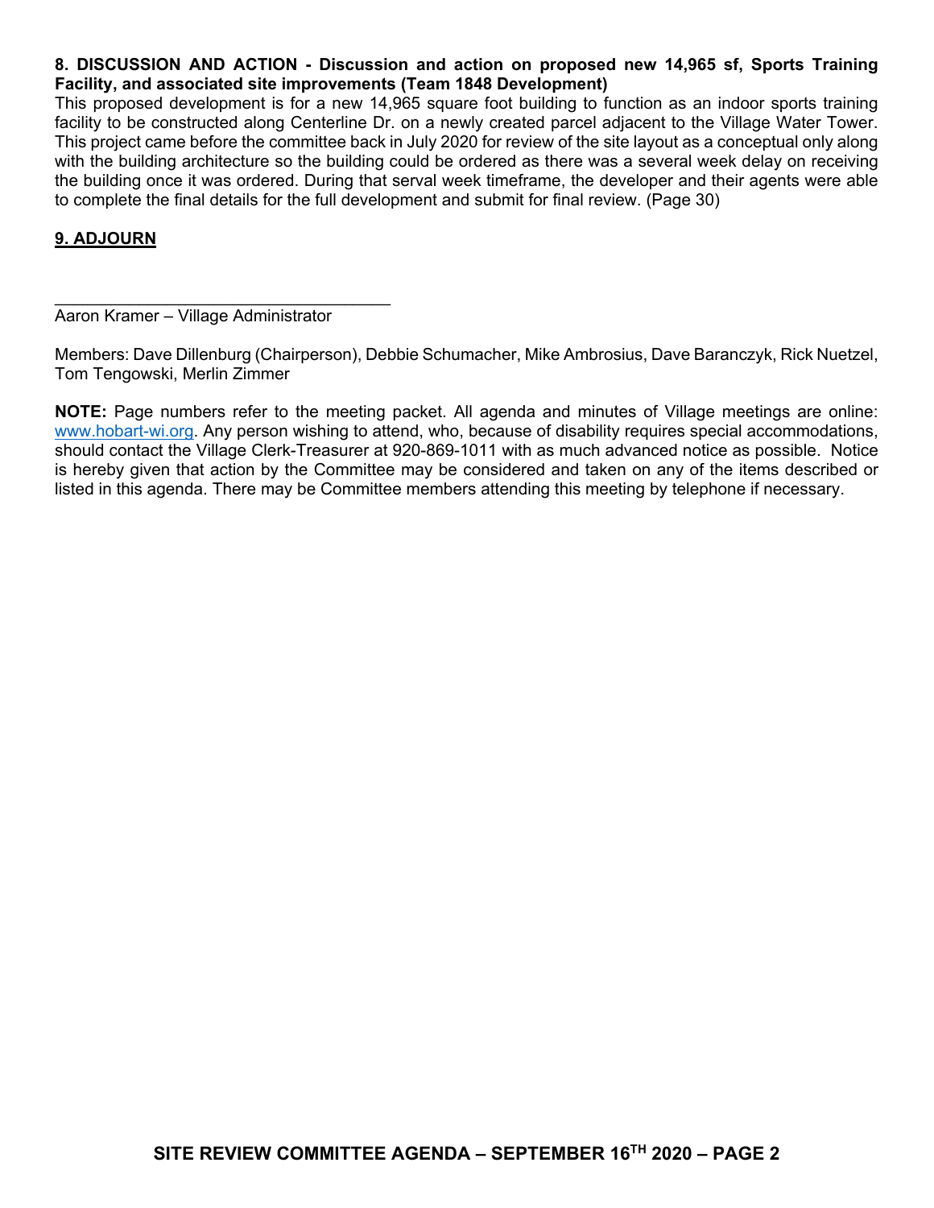**8. DISCUSSION AND ACTION - Discussion and action on proposed new 14,965 sf, Sports Training Facility, and associated site improvements (Team 1848 Development)**

This proposed development is for a new 14,965 square foot building to function as an indoor sports training facility to be constructed along Centerline Dr. on a newly created parcel adjacent to the Village Water Tower. This project came before the committee back in July 2020 for review of the site layout as a conceptual only along with the building architecture so the building could be ordered as there was a several week delay on receiving the building once it was ordered. During that serval week timeframe, the developer and their agents were able to complete the final details for the full development and submit for final review. (Page 30)

**9. ADJOURN**

\_\_\_\_\_\_\_\_\_\_\_\_\_\_\_\_\_\_\_\_\_\_\_\_\_\_\_\_\_\_\_\_\_\_\_\_

Aaron Kramer – Village Administrator

Members: Dave Dillenburg (Chairperson), Debbie Schumacher, Mike Ambrosius, Dave Baranczyk, Rick Nuetzel, Tom Tengowski, Merlin Zimmer

**NOTE:** Page numbers refer to the meeting packet. All agenda and minutes of Village meetings are online: [www.hobart-wi.org](http://www.hobart-wi.org). Any person wishing to attend, who, because of disability requires special accommodations, should contact the Village Clerk-Treasurer at 920-869-1011 with as much advanced notice as possible. Notice is hereby given that action by the Committee may be considered and taken on any of the items described or listed in this agenda. There may be Committee members attending this meeting by telephone if necessary.